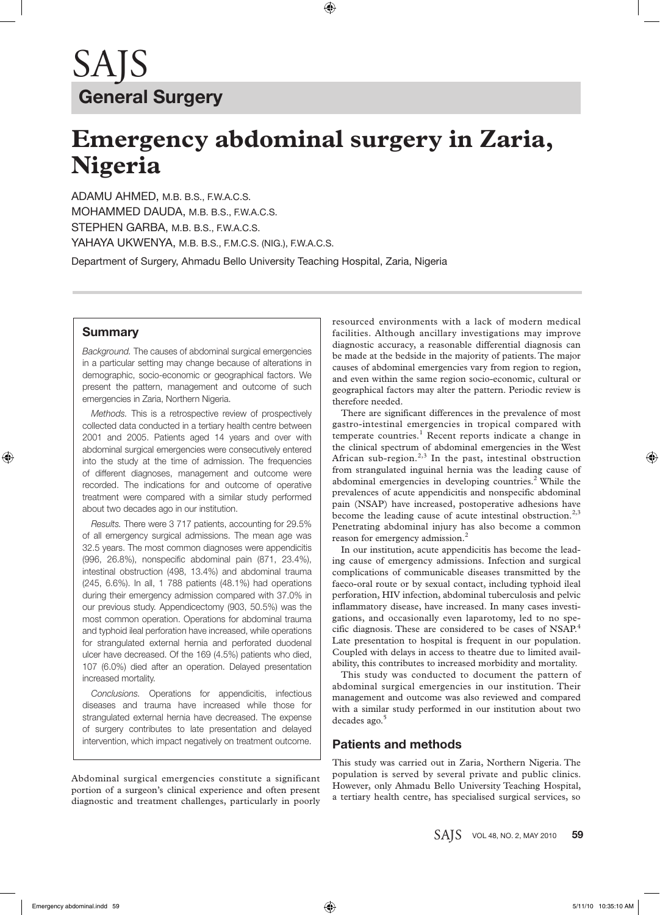SAJS

General Surgery

# Emergency abdominal surgery in Zaria, Nigeria

ADAMU AHMED, M.B. B.S., F.W.A.C.S.
MOHAMMED DAUDA, M.B. B.S., F.W.A.C.S.
STEPHEN GARBA, M.B. B.S., F.W.A.C.S.
YAHAYA UKWENYA, M.B. B.S., F.M.C.S. (NIG.), F.W.A.C.S.

Department of Surgery, Ahmadu Bello University Teaching Hospital, Zaria, Nigeria

## Summary

*Background.* The causes of abdominal surgical emergencies in a particular setting may change because of alterations in demographic, socio-economic or geographical factors. We present the pattern, management and outcome of such emergencies in Zaria, Northern Nigeria.

*Methods.* This is a retrospective review of prospectively collected data conducted in a tertiary health centre between 2001 and 2005. Patients aged 14 years and over with abdominal surgical emergencies were consecutively entered into the study at the time of admission. The frequencies of different diagnoses, management and outcome were recorded. The indications for and outcome of operative treatment were compared with a similar study performed about two decades ago in our institution.

*Results.* There were 3 717 patients, accounting for 29.5% of all emergency surgical admissions. The mean age was 32.5 years. The most common diagnoses were appendicitis (996, 26.8%), nonspecific abdominal pain (871, 23.4%), intestinal obstruction (498, 13.4%) and abdominal trauma (245, 6.6%). In all, 1 788 patients (48.1%) had operations during their emergency admission compared with 37.0% in our previous study. Appendicectomy (903, 50.5%) was the most common operation. Operations for abdominal trauma and typhoid ileal perforation have increased, while operations for strangulated external hernia and perforated duodenal ulcer have decreased. Of the 169 (4.5%) patients who died, 107 (6.0%) died after an operation. Delayed presentation increased mortality.

*Conclusions.* Operations for appendicitis, infectious diseases and trauma have increased while those for strangulated external hernia have decreased. The expense of surgery contributes to late presentation and delayed intervention, which impact negatively on treatment outcome.

Abdominal surgical emergencies constitute a significant portion of a surgeon's clinical experience and often present diagnostic and treatment challenges, particularly in poorly resourced environments with a lack of modern medical facilities. Although ancillary investigations may improve diagnostic accuracy, a reasonable differential diagnosis can be made at the bedside in the majority of patients. The major causes of abdominal emergencies vary from region to region, and even within the same region socio-economic, cultural or geographical factors may alter the pattern. Periodic review is therefore needed.

There are significant differences in the prevalence of most gastro-intestinal emergencies in tropical compared with temperate countries.[1] Recent reports indicate a change in the clinical spectrum of abdominal emergencies in the West African sub-region.[2,3] In the past, intestinal obstruction from strangulated inguinal hernia was the leading cause of abdominal emergencies in developing countries.[2] While the prevalences of acute appendicitis and nonspecific abdominal pain (NSAP) have increased, postoperative adhesions have become the leading cause of acute intestinal obstruction.[2,3] Penetrating abdominal injury has also become a common reason for emergency admission.[2]

In our institution, acute appendicitis has become the leading cause of emergency admissions. Infection and surgical complications of communicable diseases transmitted by the faeco-oral route or by sexual contact, including typhoid ileal perforation, HIV infection, abdominal tuberculosis and pelvic inflammatory disease, have increased. In many cases investigations, and occasionally even laparotomy, led to no specific diagnosis. These are considered to be cases of NSAP.[4] Late presentation to hospital is frequent in our population. Coupled with delays in access to theatre due to limited availability, this contributes to increased morbidity and mortality.

This study was conducted to document the pattern of abdominal surgical emergencies in our institution. Their management and outcome was also reviewed and compared with a similar study performed in our institution about two decades ago.[5]

## Patients and methods

This study was carried out in Zaria, Northern Nigeria. The population is served by several private and public clinics. However, only Ahmadu Bello University Teaching Hospital, a tertiary health centre, has specialised surgical services, so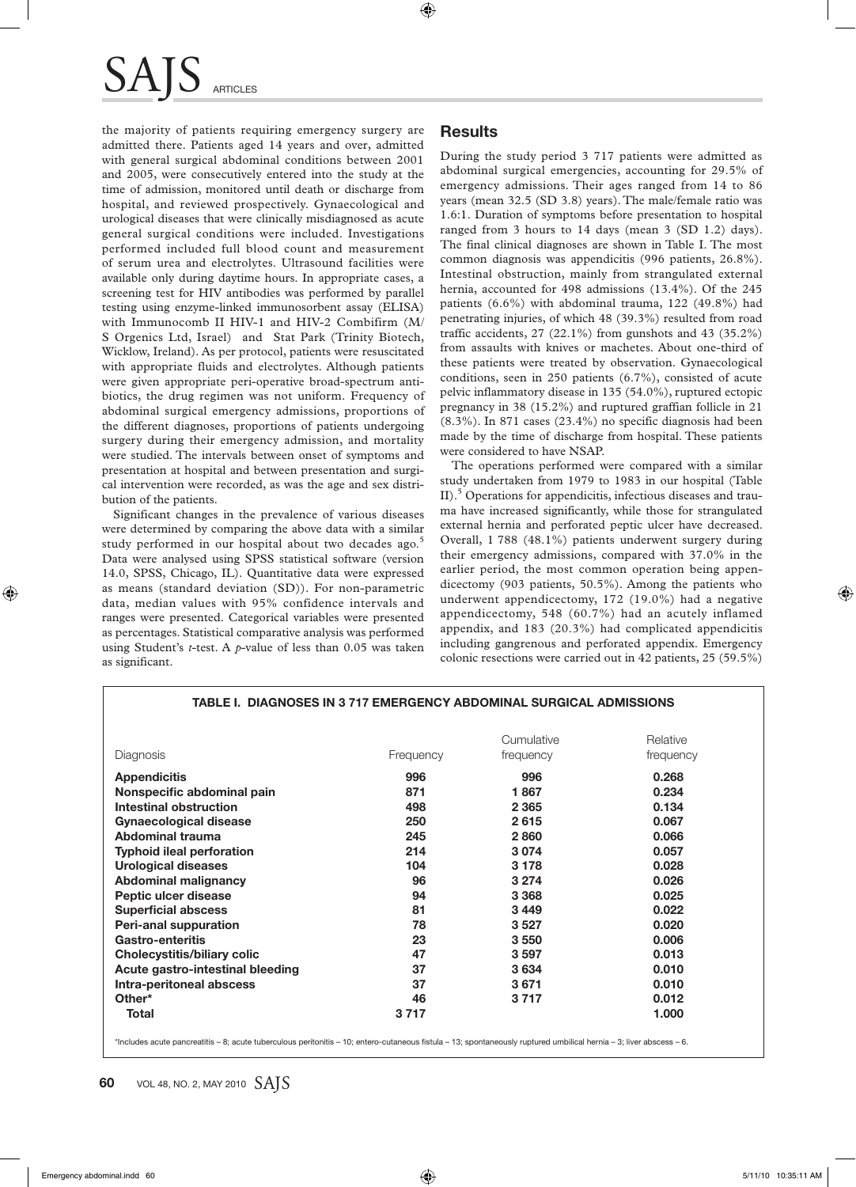the majority of patients requiring emergency surgery are admitted there. Patients aged 14 years and over, admitted with general surgical abdominal conditions between 2001 and 2005, were consecutively entered into the study at the time of admission, monitored until death or discharge from hospital, and reviewed prospectively. Gynaecological and urological diseases that were clinically misdiagnosed as acute general surgical conditions were included. Investigations performed included full blood count and measurement of serum urea and electrolytes. Ultrasound facilities were available only during daytime hours. In appropriate cases, a screening test for HIV antibodies was performed by parallel testing using enzyme-linked immunosorbent assay (ELISA) with Immunocomb II HIV-1 and HIV-2 Combifirm (M/S Orgenics Ltd, Israel) and Stat Park (Trinity Biotech, Wicklow, Ireland). As per protocol, patients were resuscitated with appropriate fluids and electrolytes. Although patients were given appropriate peri-operative broad-spectrum antibiotics, the drug regimen was not uniform. Frequency of abdominal surgical emergency admissions, proportions of the different diagnoses, proportions of patients undergoing surgery during their emergency admission, and mortality were studied. The intervals between onset of symptoms and presentation at hospital and between presentation and surgical intervention were recorded, as was the age and sex distribution of the patients.

Significant changes in the prevalence of various diseases were determined by comparing the above data with a similar study performed in our hospital about two decades ago.[5] Data were analysed using SPSS statistical software (version 14.0, SPSS, Chicago, IL). Quantitative data were expressed as means (standard deviation (SD)). For non-parametric data, median values with 95% confidence intervals and ranges were presented. Categorical variables were presented as percentages. Statistical comparative analysis was performed using Student's *t*-test. A *p*-value of less than 0.05 was taken as significant.

## Results

During the study period 3 717 patients were admitted as abdominal surgical emergencies, accounting for 29.5% of emergency admissions. Their ages ranged from 14 to 86 years (mean 32.5 (SD 3.8) years). The male/female ratio was 1.6:1. Duration of symptoms before presentation to hospital ranged from 3 hours to 14 days (mean 3 (SD 1.2) days). The final clinical diagnoses are shown in Table I. The most common diagnosis was appendicitis (996 patients, 26.8%). Intestinal obstruction, mainly from strangulated external hernia, accounted for 498 admissions (13.4%). Of the 245 patients (6.6%) with abdominal trauma, 122 (49.8%) had penetrating injuries, of which 48 (39.3%) resulted from road traffic accidents, 27 (22.1%) from gunshots and 43 (35.2%) from assaults with knives or machetes. About one-third of these patients were treated by observation. Gynaecological conditions, seen in 250 patients (6.7%), consisted of acute pelvic inflammatory disease in 135 (54.0%), ruptured ectopic pregnancy in 38 (15.2%) and ruptured graffian follicle in 21 (8.3%). In 871 cases (23.4%) no specific diagnosis had been made by the time of discharge from hospital. These patients were considered to have NSAP.

The operations performed were compared with a similar study undertaken from 1979 to 1983 in our hospital (Table II).[5] Operations for appendicitis, infectious diseases and trauma have increased significantly, while those for strangulated external hernia and perforated peptic ulcer have decreased. Overall, 1 788 (48.1%) patients underwent surgery during their emergency admissions, compared with 37.0% in the earlier period, the most common operation being appendicectomy (903 patients, 50.5%). Among the patients who underwent appendicectomy, 172 (19.0%) had a negative appendicectomy, 548 (60.7%) had an acutely inflamed appendix, and 183 (20.3%) had complicated appendicitis including gangrenous and perforated appendix. Emergency colonic resections were carried out in 42 patients, 25 (59.5%)

**TABLE I. DIAGNOSES IN 3 717 EMERGENCY ABDOMINAL SURGICAL ADMISSIONS**

| Diagnosis | Frequency | Cumulative frequency | Relative frequency |
|---|---|---|---|
| **Appendicitis** | **996** | **996** | **0.268** |
| **Nonspecific abdominal pain** | **871** | **1 867** | **0.234** |
| **Intestinal obstruction** | **498** | **2 365** | **0.134** |
| **Gynaecological disease** | **250** | **2 615** | **0.067** |
| **Abdominal trauma** | **245** | **2 860** | **0.066** |
| **Typhoid ileal perforation** | **214** | **3 074** | **0.057** |
| **Urological diseases** | **104** | **3 178** | **0.028** |
| **Abdominal malignancy** | **96** | **3 274** | **0.026** |
| **Peptic ulcer disease** | **94** | **3 368** | **0.025** |
| **Superficial abscess** | **81** | **3 449** | **0.022** |
| **Peri-anal suppuration** | **78** | **3 527** | **0.020** |
| **Gastro-enteritis** | **23** | **3 550** | **0.006** |
| **Cholecystitis/biliary colic** | **47** | **3 597** | **0.013** |
| **Acute gastro-intestinal bleeding** | **37** | **3 634** | **0.010** |
| **Intra-peritoneal abscess** | **37** | **3 671** | **0.010** |
| **Other*** | **46** | **3 717** | **0.012** |
| **Total** | **3 717** | | **1.000** |

*Includes acute pancreatitis – 8; acute tuberculous peritonitis – 10; entero-cutaneous fistula – 13; spontaneously ruptured umbilical hernia – 3; liver abscess – 6.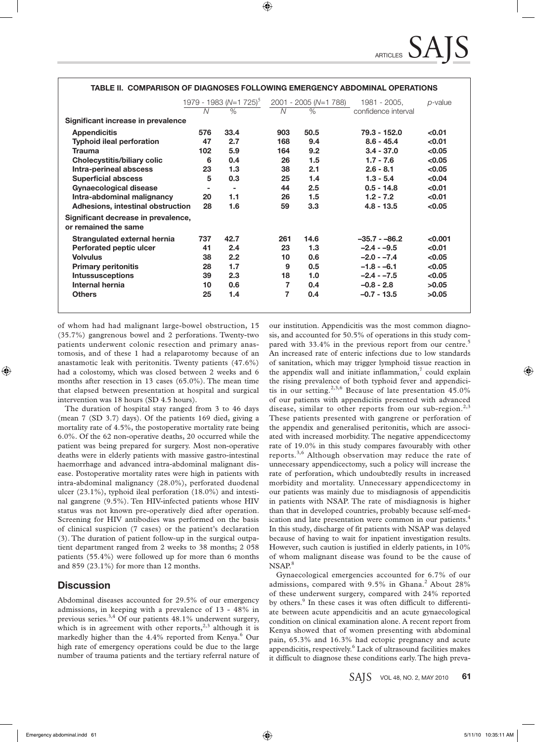**TABLE II. COMPARISON OF DIAGNOSES FOLLOWING EMERGENCY ABDOMINAL OPERATIONS**

| | 1979 - 1983 ($N$=1 725)[5] | | 2001 - 2005 ($N$=1 788) | | 1981 - 2005, confidence interval | $p$-value |
|---|---|---|---|---|---|---|
| | $N$ | % | $N$ | % | | |
| **Significant increase in prevalence** | | | | | | |
| **Appendicitis** | **576** | **33.4** | **903** | **50.5** | **79.3 - 152.0** | **<0.01** |
| **Typhoid ileal perforation** | **47** | **2.7** | **168** | **9.4** | **8.6 - 45.4** | **<0.01** |
| **Trauma** | **102** | **5.9** | **164** | **9.2** | **3.4 - 37.0** | **<0.05** |
| **Cholecystitis/biliary colic** | **6** | **0.4** | **26** | **1.5** | **1.7 - 7.6** | **<0.05** |
| **Intra-perineal abscess** | **23** | **1.3** | **38** | **2.1** | **2.6 - 8.1** | **<0.05** |
| **Superficial abscess** | **5** | **0.3** | **25** | **1.4** | **1.3 - 5.4** | **<0.04** |
| **Gynaecological disease** | **-** | **-** | **44** | **2.5** | **0.5 - 14.8** | **<0.01** |
| **Intra-abdominal malignancy** | **20** | **1.1** | **26** | **1.5** | **1.2 - 7.2** | **<0.01** |
| **Adhesions, intestinal obstruction** | **28** | **1.6** | **59** | **3.3** | **4.8 - 13.5** | **<0.05** |
| **Significant decrease in prevalence, or remained the same** | | | | | | |
| **Strangulated external hernia** | **737** | **42.7** | **261** | **14.6** | **–35.7 - –86.2** | **<0.001** |
| **Perforated peptic ulcer** | **41** | **2.4** | **23** | **1.3** | **–2.4 - –9.5** | **<0.01** |
| **Volvulus** | **38** | **2.2** | **10** | **0.6** | **–2.0 - –7.4** | **<0.05** |
| **Primary peritonitis** | **28** | **1.7** | **9** | **0.5** | **–1.8 - –6.1** | **<0.05** |
| **Intussusceptions** | **39** | **2.3** | **18** | **1.0** | **–2.4 - –7.5** | **<0.05** |
| **Internal hernia** | **10** | **0.6** | **7** | **0.4** | **–0.8 - 2.8** | **>0.05** |
| **Others** | **25** | **1.4** | **7** | **0.4** | **–0.7 - 13.5** | **>0.05** |

of whom had had malignant large-bowel obstruction, 15 (35.7%) gangrenous bowel and 2 perforations. Twenty-two patients underwent colonic resection and primary anastomosis, and of these 1 had a relaparotomy because of an anastamotic leak with peritonitis. Twenty patients (47.6%) had a colostomy, which was closed between 2 weeks and 6 months after resection in 13 cases (65.0%). The mean time that elapsed between presentation at hospital and surgical intervention was 18 hours (SD 4.5 hours).

The duration of hospital stay ranged from 3 to 46 days (mean 7 (SD 3.7) days). Of the patients 169 died, giving a mortality rate of 4.5%, the postoperative mortality rate being 6.0%. Of the 62 non-operative deaths, 20 occurred while the patient was being prepared for surgery. Most non-operative deaths were in elderly patients with massive gastro-intestinal haemorrhage and advanced intra-abdominal malignant disease. Postoperative mortality rates were high in patients with intra-abdominal malignancy (28.0%), perforated duodenal ulcer (23.1%), typhoid ileal perforation (18.0%) and intestinal gangrene (9.5%). Ten HIV-infected patients whose HIV status was not known pre-operatively died after operation. Screening for HIV antibodies was performed on the basis of clinical suspicion (7 cases) or the patient's declaration (3). The duration of patient follow-up in the surgical outpatient department ranged from 2 weeks to 38 months; 2 058 patients (55.4%) were followed up for more than 6 months and 859 (23.1%) for more than 12 months.

## Discussion

Abdominal diseases accounted for 29.5% of our emergency admissions, in keeping with a prevalence of 13 - 48% in previous series.[3,4] Of our patients 48.1% underwent surgery, which is in agreement with other reports,[2,3] although it is markedly higher than the 4.4% reported from Kenya.[6] Our high rate of emergency operations could be due to the large number of trauma patients and the tertiary referral nature of our institution. Appendicitis was the most common diagnosis, and accounted for 50.5% of operations in this study compared with 33.4% in the previous report from our centre.[5] An increased rate of enteric infections due to low standards of sanitation, which may trigger lymphoid tissue reaction in the appendix wall and initiate inflammation,[7] could explain the rising prevalence of both typhoid fever and appendicitis in our setting.[2,3,6] Because of late presentation 45.0% of our patients with appendicitis presented with advanced disease, similar to other reports from our sub-region.[2,3] These patients presented with gangrene or perforation of the appendix and generalised peritonitis, which are associated with increased morbidity. The negative appendicectomy rate of 19.0% in this study compares favourably with other reports.[3,6] Although observation may reduce the rate of unnecessary appendicectomy, such a policy will increase the rate of perforation, which undoubtedly results in increased morbidity and mortality. Unnecessary appendicectomy in our patients was mainly due to misdiagnosis of appendicitis in patients with NSAP. The rate of misdiagnosis is higher than that in developed countries, probably because self-medication and late presentation were common in our patients.[4] In this study, discharge of fit patients with NSAP was delayed because of having to wait for inpatient investigation results. However, such caution is justified in elderly patients, in 10% of whom malignant disease was found to be the cause of NSAP.[8]

Gynaecological emergencies accounted for 6.7% of our admissions, compared with 9.5% in Ghana.[2] About 28% of these underwent surgery, compared with 24% reported by others.[9] In these cases it was often difficult to differentiate between acute appendicitis and an acute gynaecological condition on clinical examination alone. A recent report from Kenya showed that of women presenting with abdominal pain, 65.3% and 16.3% had ectopic pregnancy and acute appendicitis, respectively.[6] Lack of ultrasound facilities makes it difficult to diagnose these conditions early. The high preva-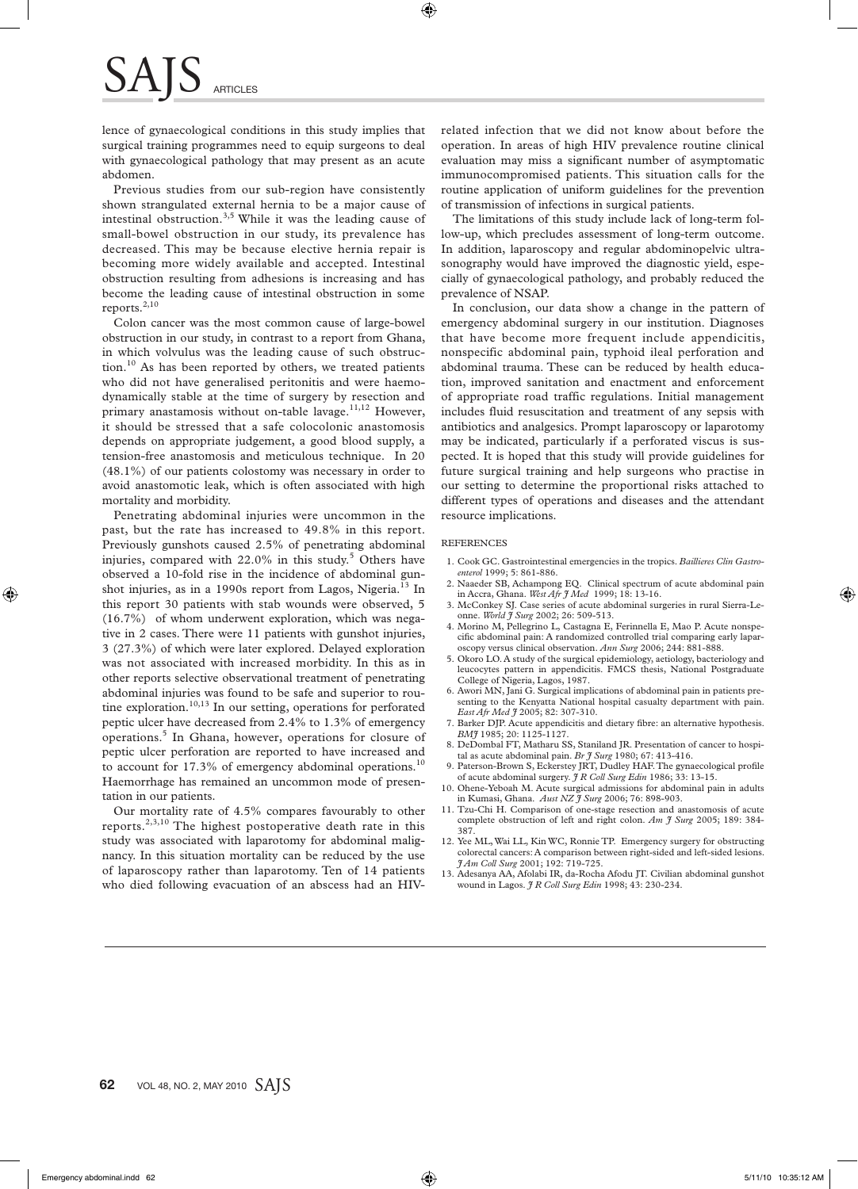lence of gynaecological conditions in this study implies that surgical training programmes need to equip surgeons to deal with gynaecological pathology that may present as an acute abdomen.

Previous studies from our sub-region have consistently shown strangulated external hernia to be a major cause of intestinal obstruction.[3,5] While it was the leading cause of small-bowel obstruction in our study, its prevalence has decreased. This may be because elective hernia repair is becoming more widely available and accepted. Intestinal obstruction resulting from adhesions is increasing and has become the leading cause of intestinal obstruction in some reports.[2,10]

Colon cancer was the most common cause of large-bowel obstruction in our study, in contrast to a report from Ghana, in which volvulus was the leading cause of such obstruction.[10] As has been reported by others, we treated patients who did not have generalised peritonitis and were haemodynamically stable at the time of surgery by resection and primary anastamosis without on-table lavage.[11,12] However, it should be stressed that a safe colocolonic anastomosis depends on appropriate judgement, a good blood supply, a tension-free anastomosis and meticulous technique. In 20 (48.1%) of our patients colostomy was necessary in order to avoid anastomotic leak, which is often associated with high mortality and morbidity.

Penetrating abdominal injuries were uncommon in the past, but the rate has increased to 49.8% in this report. Previously gunshots caused 2.5% of penetrating abdominal injuries, compared with 22.0% in this study.[5] Others have observed a 10-fold rise in the incidence of abdominal gunshot injuries, as in a 1990s report from Lagos, Nigeria.[13] In this report 30 patients with stab wounds were observed, 5 (16.7%) of whom underwent exploration, which was negative in 2 cases. There were 11 patients with gunshot injuries, 3 (27.3%) of which were later explored. Delayed exploration was not associated with increased morbidity. In this as in other reports selective observational treatment of penetrating abdominal injuries was found to be safe and superior to routine exploration.[10,13] In our setting, operations for perforated peptic ulcer have decreased from 2.4% to 1.3% of emergency operations.[5] In Ghana, however, operations for closure of peptic ulcer perforation are reported to have increased and to account for 17.3% of emergency abdominal operations.[10] Haemorrhage has remained an uncommon mode of presentation in our patients.

Our mortality rate of 4.5% compares favourably to other reports.[2,3,10] The highest postoperative death rate in this study was associated with laparotomy for abdominal malignancy. In this situation mortality can be reduced by the use of laparoscopy rather than laparotomy. Ten of 14 patients who died following evacuation of an abscess had an HIV-related infection that we did not know about before the operation. In areas of high HIV prevalence routine clinical evaluation may miss a significant number of asymptomatic immunocompromised patients. This situation calls for the routine application of uniform guidelines for the prevention of transmission of infections in surgical patients.

The limitations of this study include lack of long-term follow-up, which precludes assessment of long-term outcome. In addition, laparoscopy and regular abdominopelvic ultrasonography would have improved the diagnostic yield, especially of gynaecological pathology, and probably reduced the prevalence of NSAP.

In conclusion, our data show a change in the pattern of emergency abdominal surgery in our institution. Diagnoses that have become more frequent include appendicitis, nonspecific abdominal pain, typhoid ileal perforation and abdominal trauma. These can be reduced by health education, improved sanitation and enactment and enforcement of appropriate road traffic regulations. Initial management includes fluid resuscitation and treatment of any sepsis with antibiotics and analgesics. Prompt laparoscopy or laparotomy may be indicated, particularly if a perforated viscus is suspected. It is hoped that this study will provide guidelines for future surgical training and help surgeons who practise in our setting to determine the proportional risks attached to different types of operations and diseases and the attendant resource implications.

## REFERENCES

1. Cook GC. Gastrointestinal emergencies in the tropics. *Baillieres Clin Gastroenterol* 1999; 5: 861-886.
2. Naaeder SB, Achampong EQ. Clinical spectrum of acute abdominal pain in Accra, Ghana. *West Afr J Med* 1999; 18: 13-16.
3. McConkey SJ. Case series of acute abdominal surgeries in rural Sierra-Leonne. *World J Surg* 2002; 26: 509-513.
4. Morino M, Pellegrino L, Castagna E, Ferinnella E, Mao P. Acute nonspecific abdominal pain: A randomized controlled trial comparing early laparoscopy versus clinical observation. *Ann Surg* 2006; 244: 881-888.
5. Okoro LO. A study of the surgical epidemiology, aetiology, bacteriology and leucocytes pattern in appendicitis. FMCS thesis, National Postgraduate College of Nigeria, Lagos, 1987.
6. Awori MN, Jani G. Surgical implications of abdominal pain in patients presenting to the Kenyatta National hospital casualty department with pain. *East Afr Med J* 2005; 82: 307-310.
7. Barker DJP. Acute appendicitis and dietary fibre: an alternative hypothesis. *BMJ* 1985; 20: 1125-1127.
8. DeDombal FT, Matharu SS, Staniland JR. Presentation of cancer to hospital as acute abdominal pain. *Br J Surg* 1980; 67: 413-416.
9. Paterson-Brown S, Eckerstey JRT, Dudley HAF. The gynaecological profile of acute abdominal surgery. *J R Coll Surg Edin* 1986; 33: 13-15.
10. Ohene-Yeboah M. Acute surgical admissions for abdominal pain in adults in Kumasi, Ghana. *Aust NZ J Surg* 2006; 76: 898-903.
11. Tzu-Chi H. Comparison of one-stage resection and anastomosis of acute complete obstruction of left and right colon. *Am J Surg* 2005; 189: 384-387.
12. Yee ML, Wai LL, Kin WC, Ronnie TP. Emergency surgery for obstructing colorectal cancers: A comparison between right-sided and left-sided lesions. *J Am Coll Surg* 2001; 192: 719-725.
13. Adesanya AA, Afolabi IR, da-Rocha Afodu JT. Civilian abdominal gunshot wound in Lagos. *J R Coll Surg Edin* 1998; 43: 230-234.